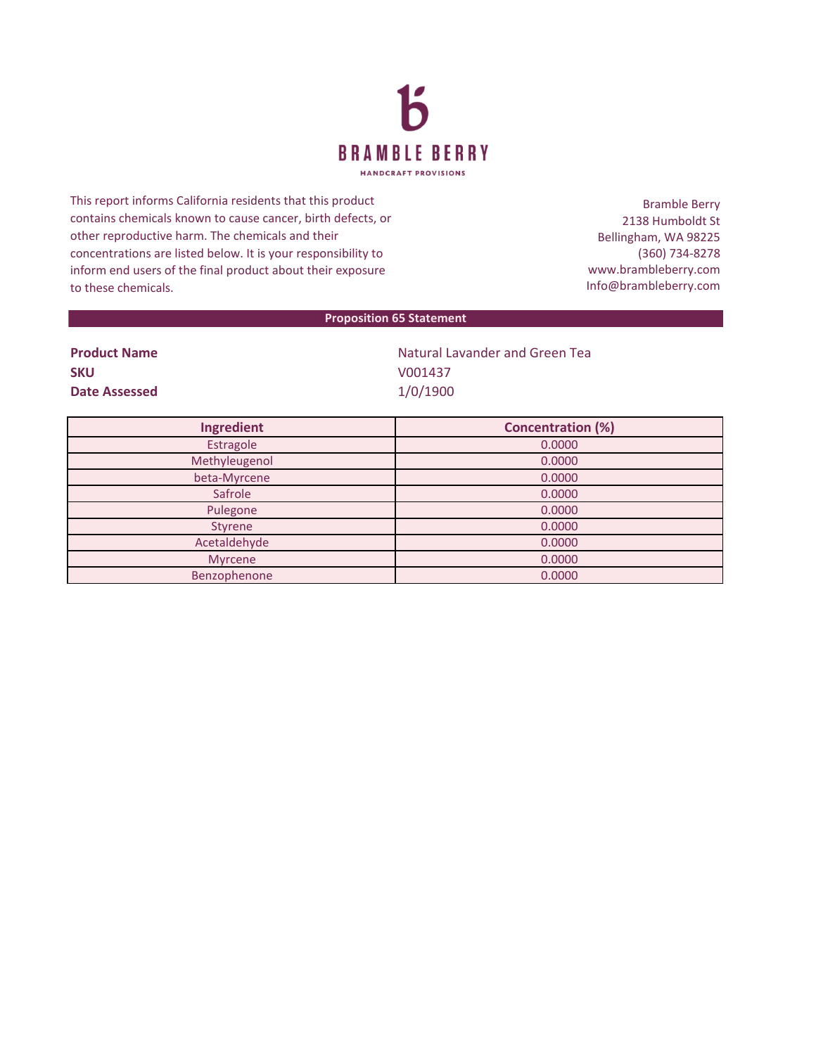BRAMBLE BERRY

HANDCRAFT PROVISIONS

This report informs California residents that this product contains chemicals known to cause cancer, birth defects, or other reproductive harm. The chemicals and their concentrations are listed below. It is your responsibility to inform end users of the final product about their exposure to these chemicals.

Bramble Berry
2138 Humboldt St
Bellingham, WA 98225
(360) 734-8278
www.brambleberry.com
Info@brambleberry.com

## Proposition 65 Statement

**Product Name** Natural Lavander and Green Tea

**SKU** V001437

**Date Assessed** 1/0/1900

| Ingredient | Concentration (%) |
|---|---|
| Estragole | 0.0000 |
| Methyleugenol | 0.0000 |
| beta-Myrcene | 0.0000 |
| Safrole | 0.0000 |
| Pulegone | 0.0000 |
| Styrene | 0.0000 |
| Acetaldehyde | 0.0000 |
| Myrcene | 0.0000 |
| Benzophenone | 0.0000 |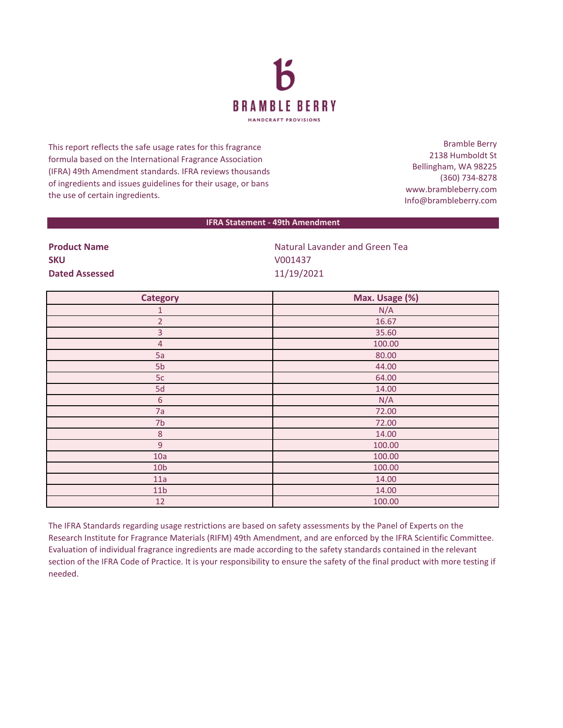BRAMBLE BERRY

HANDCRAFT PROVISIONS

This report reflects the safe usage rates for this fragrance formula based on the International Fragrance Association (IFRA) 49th Amendment standards. IFRA reviews thousands of ingredients and issues guidelines for their usage, or bans the use of certain ingredients.

Bramble Berry
2138 Humboldt St
Bellingham, WA 98225
(360) 734-8278
www.brambleberry.com
Info@brambleberry.com

## IFRA Statement - 49th Amendment

**Product Name** Natural Lavander and Green Tea
**SKU** V001437
**Dated Assessed** 11/19/2021

| Category | Max. Usage (%) |
|---|---|
| 1 | N/A |
| 2 | 16.67 |
| 3 | 35.60 |
| 4 | 100.00 |
| 5a | 80.00 |
| 5b | 44.00 |
| 5c | 64.00 |
| 5d | 14.00 |
| 6 | N/A |
| 7a | 72.00 |
| 7b | 72.00 |
| 8 | 14.00 |
| 9 | 100.00 |
| 10a | 100.00 |
| 10b | 100.00 |
| 11a | 14.00 |
| 11b | 14.00 |
| 12 | 100.00 |

The IFRA Standards regarding usage restrictions are based on safety assessments by the Panel of Experts on the Research Institute for Fragrance Materials (RIFM) 49th Amendment, and are enforced by the IFRA Scientific Committee. Evaluation of individual fragrance ingredients are made according to the safety standards contained in the relevant section of the IFRA Code of Practice. It is your responsibility to ensure the safety of the final product with more testing if needed.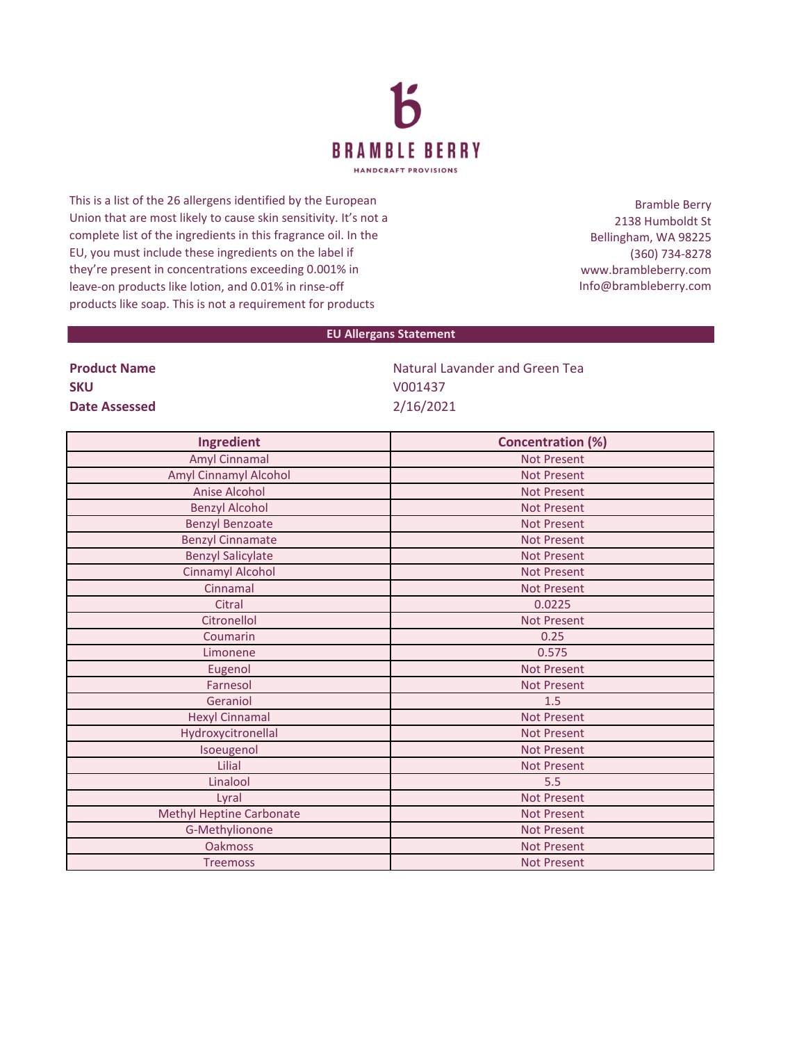# BRAMBLE BERRY

HANDCRAFT PROVISIONS

This is a list of the 26 allergens identified by the European Union that are most likely to cause skin sensitivity. It's not a complete list of the ingredients in this fragrance oil. In the EU, you must include these ingredients on the label if they're present in concentrations exceeding 0.001% in leave-on products like lotion, and 0.01% in rinse-off products like soap. This is not a requirement for products

Bramble Berry
2138 Humboldt St
Bellingham, WA 98225
(360) 734-8278
www.brambleberry.com
Info@brambleberry.com

## EU Allergans Statement

**Product Name** Natural Lavander and Green Tea
**SKU** V001437
**Date Assessed** 2/16/2021

| Ingredient | Concentration (%) |
|---|---|
| Amyl Cinnamal | Not Present |
| Amyl Cinnamyl Alcohol | Not Present |
| Anise Alcohol | Not Present |
| Benzyl Alcohol | Not Present |
| Benzyl Benzoate | Not Present |
| Benzyl Cinnamate | Not Present |
| Benzyl Salicylate | Not Present |
| Cinnamyl Alcohol | Not Present |
| Cinnamal | Not Present |
| Citral | 0.0225 |
| Citronellol | Not Present |
| Coumarin | 0.25 |
| Limonene | 0.575 |
| Eugenol | Not Present |
| Farnesol | Not Present |
| Geraniol | 1.5 |
| Hexyl Cinnamal | Not Present |
| Hydroxycitronellal | Not Present |
| Isoeugenol | Not Present |
| Lilial | Not Present |
| Linalool | 5.5 |
| Lyral | Not Present |
| Methyl Heptine Carbonate | Not Present |
| G-Methylionone | Not Present |
| Oakmoss | Not Present |
| Treemoss | Not Present |